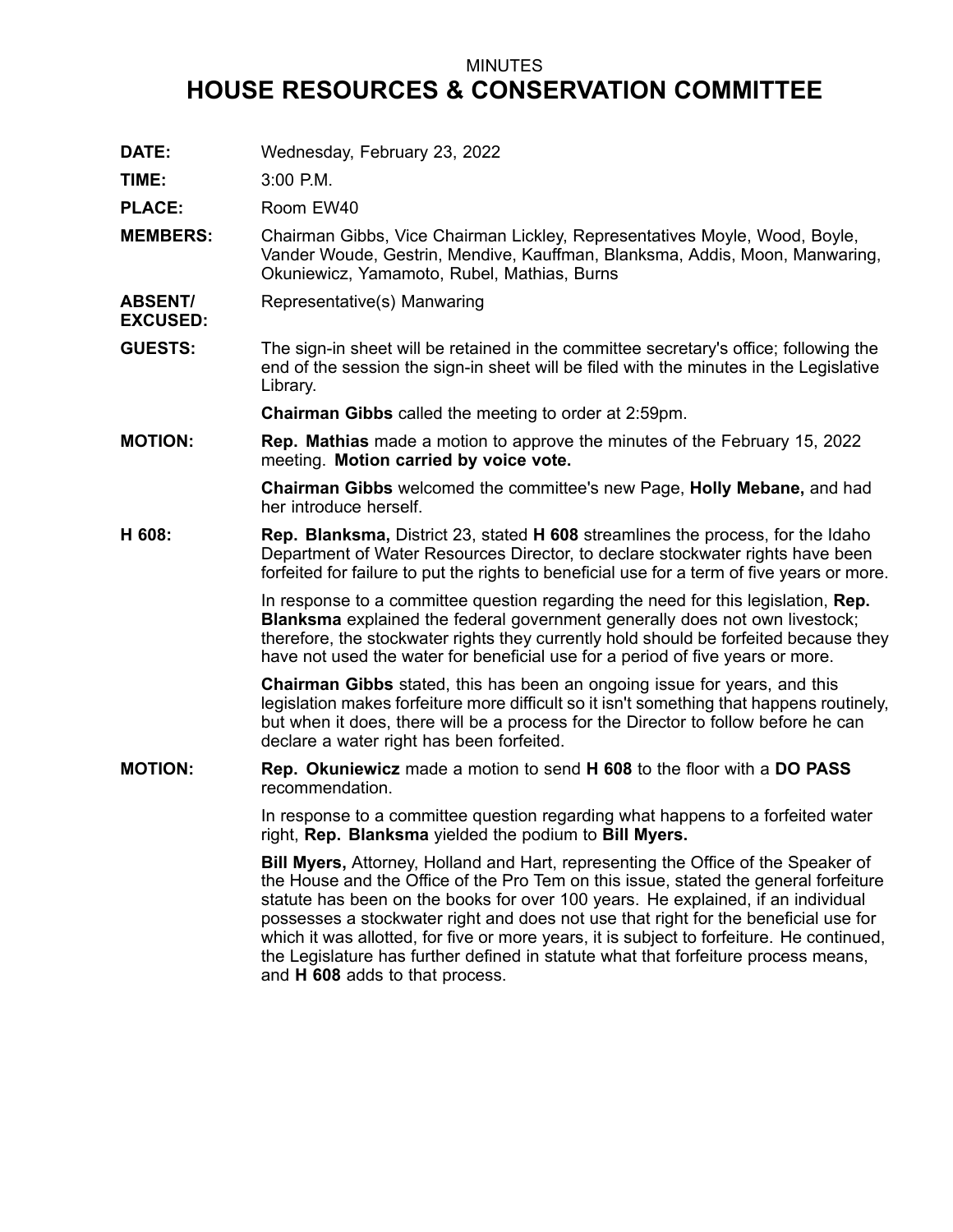MINUTES

# HOUSE RESOURCES & CONSERVATION COMMITTEE

**DATE:** Wednesday, February 23, 2022

**TIME:** 3:00 P.M.

**PLACE:** Room EW40

**MEMBERS:** Chairman Gibbs, Vice Chairman Lickley, Representatives Moyle, Wood, Boyle, Vander Woude, Gestrin, Mendive, Kauffman, Blanksma, Addis, Moon, Manwaring, Okuniewicz, Yamamoto, Rubel, Mathias, Burns

**ABSENT/ EXCUSED:** Representative(s) Manwaring

**GUESTS:** The sign-in sheet will be retained in the committee secretary's office; following the end of the session the sign-in sheet will be filed with the minutes in the Legislative Library.

**Chairman Gibbs** called the meeting to order at 2:59pm.

**MOTION:** **Rep. Mathias** made a motion to approve the minutes of the February 15, 2022 meeting. **Motion carried by voice vote.**

**Chairman Gibbs** welcomed the committee's new Page, **Holly Mebane,** and had her introduce herself.

**H 608:** **Rep. Blanksma,** District 23, stated **H 608** streamlines the process, for the Idaho Department of Water Resources Director, to declare stockwater rights have been forfeited for failure to put the rights to beneficial use for a term of five years or more.

In response to a committee question regarding the need for this legislation, **Rep. Blanksma** explained the federal government generally does not own livestock; therefore, the stockwater rights they currently hold should be forfeited because they have not used the water for beneficial use for a period of five years or more.

**Chairman Gibbs** stated, this has been an ongoing issue for years, and this legislation makes forfeiture more difficult so it isn't something that happens routinely, but when it does, there will be a process for the Director to follow before he can declare a water right has been forfeited.

**MOTION:** **Rep. Okuniewicz** made a motion to send **H 608** to the floor with a **DO PASS** recommendation.

In response to a committee question regarding what happens to a forfeited water right, **Rep. Blanksma** yielded the podium to **Bill Myers.**

**Bill Myers,** Attorney, Holland and Hart, representing the Office of the Speaker of the House and the Office of the Pro Tem on this issue, stated the general forfeiture statute has been on the books for over 100 years. He explained, if an individual possesses a stockwater right and does not use that right for the beneficial use for which it was allotted, for five or more years, it is subject to forfeiture. He continued, the Legislature has further defined in statute what that forfeiture process means, and **H 608** adds to that process.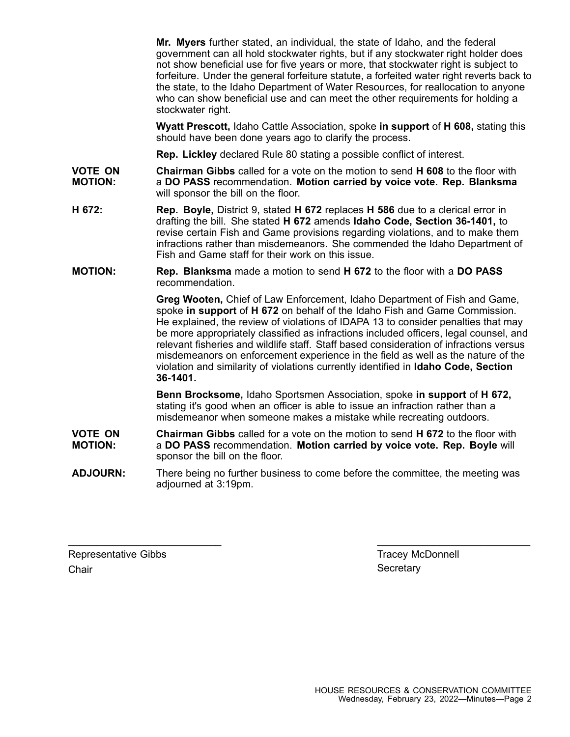**Mr. Myers** further stated, an individual, the state of Idaho, and the federal government can all hold stockwater rights, but if any stockwater right holder does not show beneficial use for five years or more, that stockwater right is subject to forfeiture. Under the general forfeiture statute, a forfeited water right reverts back to the state, to the Idaho Department of Water Resources, for reallocation to anyone who can show beneficial use and can meet the other requirements for holding a stockwater right.

**Wyatt Prescott,** Idaho Cattle Association, spoke **in support** of **H 608,** stating this should have been done years ago to clarify the process.

**Rep. Lickley** declared Rule 80 stating a possible conflict of interest.

**VOTE ON MOTION:** **Chairman Gibbs** called for a vote on the motion to send **H 608** to the floor with a **DO PASS** recommendation. **Motion carried by voice vote. Rep. Blanksma** will sponsor the bill on the floor.

**H 672:** **Rep. Boyle,** District 9, stated **H 672** replaces **H 586** due to a clerical error in drafting the bill. She stated **H 672** amends **Idaho Code, Section 36-1401,** to revise certain Fish and Game provisions regarding violations, and to make them infractions rather than misdemeanors. She commended the Idaho Department of Fish and Game staff for their work on this issue.

**MOTION:** **Rep. Blanksma** made a motion to send **H 672** to the floor with a **DO PASS** recommendation.

**Greg Wooten,** Chief of Law Enforcement, Idaho Department of Fish and Game, spoke **in support** of **H 672** on behalf of the Idaho Fish and Game Commission. He explained, the review of violations of IDAPA 13 to consider penalties that may be more appropriately classified as infractions included officers, legal counsel, and relevant fisheries and wildlife staff. Staff based consideration of infractions versus misdemeanors on enforcement experience in the field as well as the nature of the violation and similarity of violations currently identified in **Idaho Code, Section 36-1401.**

**Benn Brocksome,** Idaho Sportsmen Association, spoke **in support** of **H 672,** stating it's good when an officer is able to issue an infraction rather than a misdemeanor when someone makes a mistake while recreating outdoors.

**VOTE ON MOTION:** **Chairman Gibbs** called for a vote on the motion to send **H 672** to the floor with a **DO PASS** recommendation. **Motion carried by voice vote. Rep. Boyle** will sponsor the bill on the floor.

**ADJOURN:** There being no further business to come before the committee, the meeting was adjourned at 3:19pm.

___________________________ ___________________________

Representative Gibbs
Chair

Tracey McDonnell
Secretary